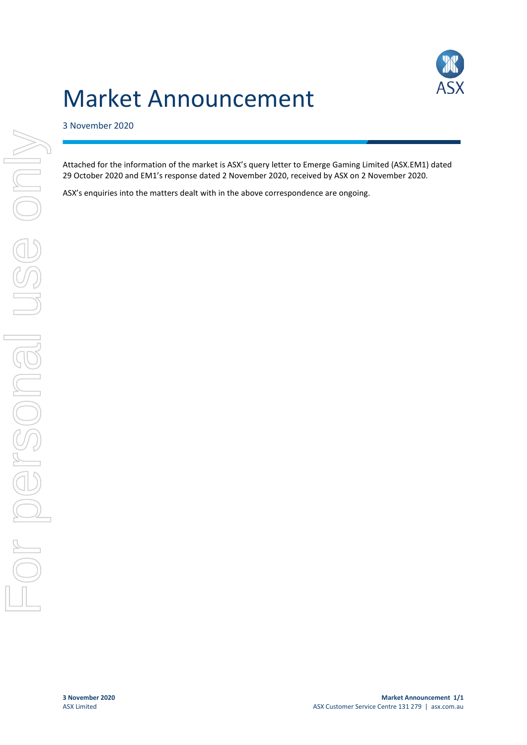# Market Announcement

3 November 2020

Attached for the information of the market is ASX's query letter to Emerge Gaming Limited (ASX.EM1) dated 29 October 2020 and EM1's response dated 2 November 2020, received by ASX on 2 November 2020.

ASX's enquiries into the matters dealt with in the above correspondence are ongoing.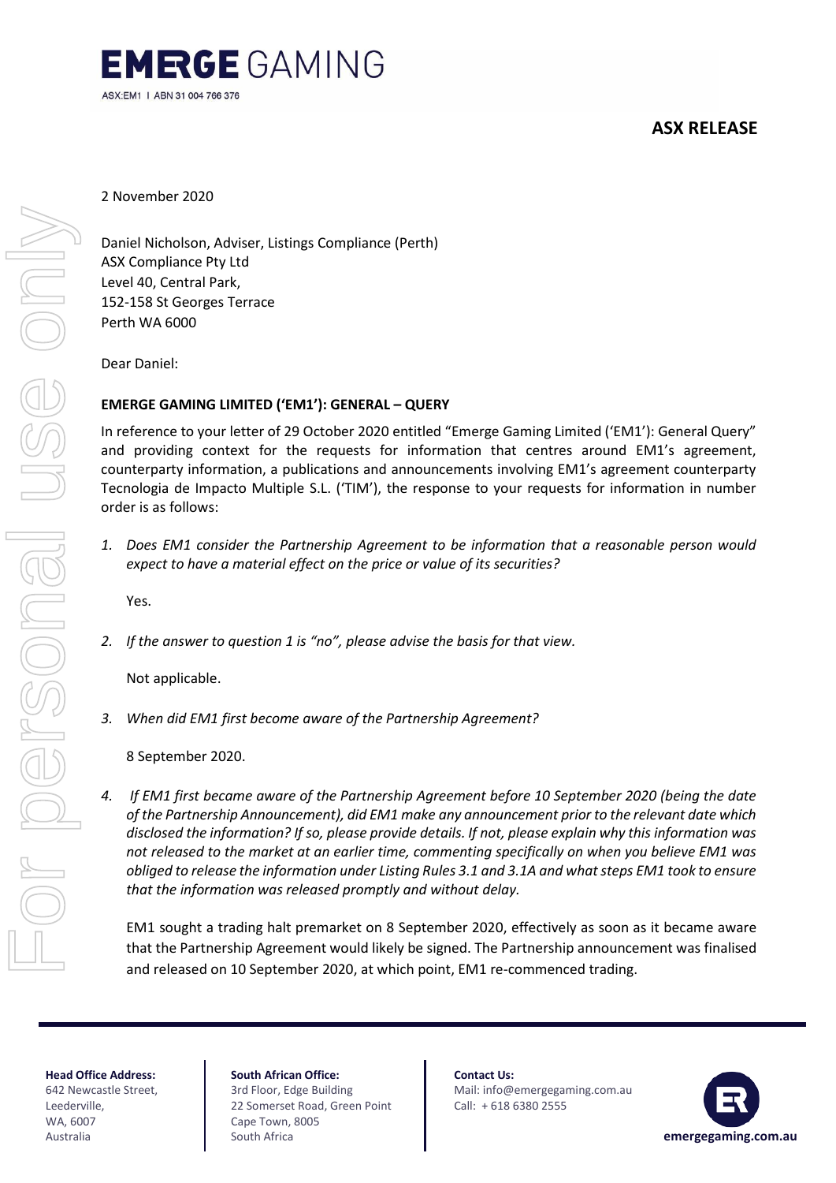# EMERGE GAMING

ASX:EM1 I ABN 31 004 766 376

**ASX RELEASE**

2 November 2020

Daniel Nicholson, Adviser, Listings Compliance (Perth)
ASX Compliance Pty Ltd
Level 40, Central Park,
152-158 St Georges Terrace
Perth WA 6000

Dear Daniel:

**EMERGE GAMING LIMITED ('EM1'): GENERAL – QUERY**

In reference to your letter of 29 October 2020 entitled "Emerge Gaming Limited ('EM1'): General Query" and providing context for the requests for information that centres around EM1's agreement, counterparty information, a publications and announcements involving EM1's agreement counterparty Tecnologia de Impacto Multiple S.L. ('TIM'), the response to your requests for information in number order is as follows:

1. *Does EM1 consider the Partnership Agreement to be information that a reasonable person would expect to have a material effect on the price or value of its securities?*

   Yes.

2. *If the answer to question 1 is "no", please advise the basis for that view.*

   Not applicable.

3. *When did EM1 first become aware of the Partnership Agreement?*

   8 September 2020.

4. *If EM1 first became aware of the Partnership Agreement before 10 September 2020 (being the date of the Partnership Announcement), did EM1 make any announcement prior to the relevant date which disclosed the information? If so, please provide details. If not, please explain why this information was not released to the market at an earlier time, commenting specifically on when you believe EM1 was obliged to release the information under Listing Rules 3.1 and 3.1A and what steps EM1 took to ensure that the information was released promptly and without delay.*

   EM1 sought a trading halt premarket on 8 September 2020, effectively as soon as it became aware that the Partnership Agreement would likely be signed. The Partnership announcement was finalised and released on 10 September 2020, at which point, EM1 re-commenced trading.

**Head Office Address:**
642 Newcastle Street,
Leederville,
WA, 6007
Australia

**South African Office:**
3rd Floor, Edge Building
22 Somerset Road, Green Point
Cape Town, 8005
South Africa

**Contact Us:**
Mail: info@emergegaming.com.au
Call: + 618 6380 2555

**emergegaming.com.au**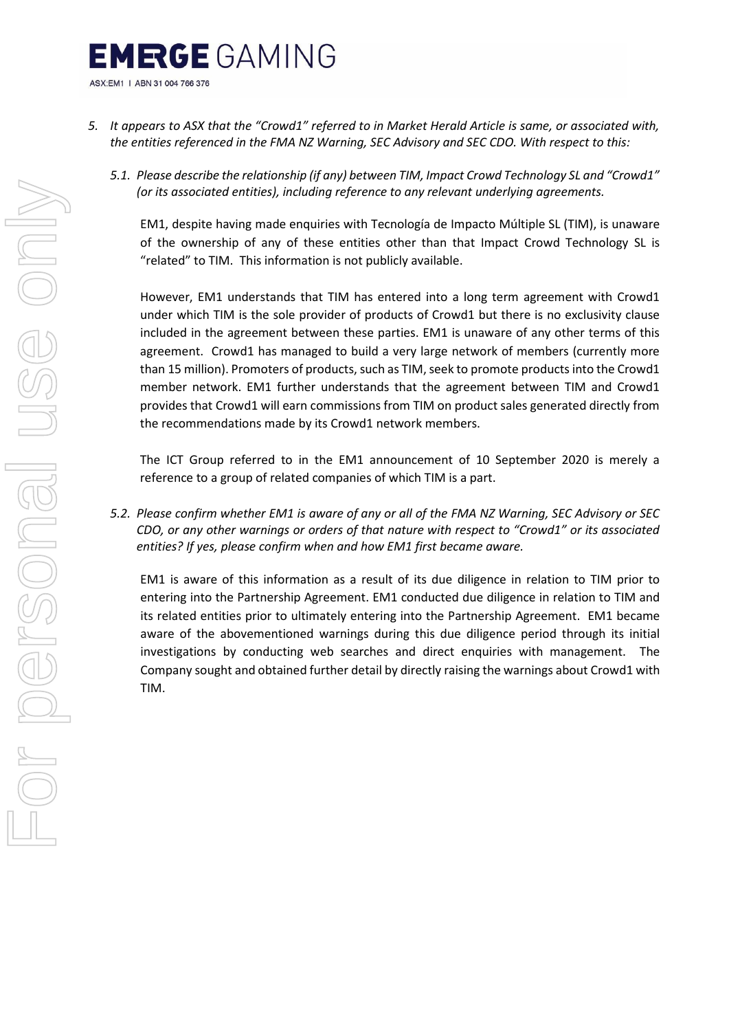5. *It appears to ASX that the "Crowd1" referred to in Market Herald Article is same, or associated with, the entities referenced in the FMA NZ Warning, SEC Advisory and SEC CDO. With respect to this:*

   5.1. *Please describe the relationship (if any) between TIM, Impact Crowd Technology SL and "Crowd1" (or its associated entities), including reference to any relevant underlying agreements.*

   EM1, despite having made enquiries with Tecnología de Impacto Múltiple SL (TIM), is unaware of the ownership of any of these entities other than that Impact Crowd Technology SL is "related" to TIM. This information is not publicly available.

   However, EM1 understands that TIM has entered into a long term agreement with Crowd1 under which TIM is the sole provider of products of Crowd1 but there is no exclusivity clause included in the agreement between these parties. EM1 is unaware of any other terms of this agreement. Crowd1 has managed to build a very large network of members (currently more than 15 million). Promoters of products, such as TIM, seek to promote products into the Crowd1 member network. EM1 further understands that the agreement between TIM and Crowd1 provides that Crowd1 will earn commissions from TIM on product sales generated directly from the recommendations made by its Crowd1 network members.

   The ICT Group referred to in the EM1 announcement of 10 September 2020 is merely a reference to a group of related companies of which TIM is a part.

   5.2. *Please confirm whether EM1 is aware of any or all of the FMA NZ Warning, SEC Advisory or SEC CDO, or any other warnings or orders of that nature with respect to "Crowd1" or its associated entities? If yes, please confirm when and how EM1 first became aware.*

   EM1 is aware of this information as a result of its due diligence in relation to TIM prior to entering into the Partnership Agreement. EM1 conducted due diligence in relation to TIM and its related entities prior to ultimately entering into the Partnership Agreement. EM1 became aware of the abovementioned warnings during this due diligence period through its initial investigations by conducting web searches and direct enquiries with management. The Company sought and obtained further detail by directly raising the warnings about Crowd1 with TIM.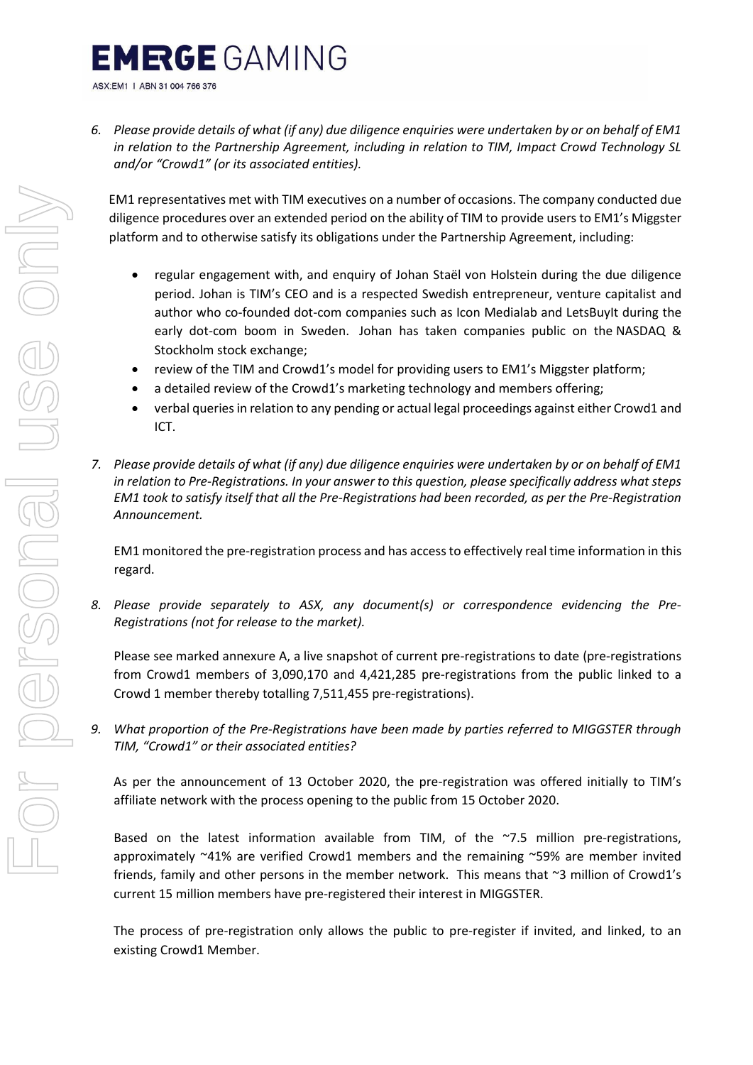6. *Please provide details of what (if any) due diligence enquiries were undertaken by or on behalf of EM1 in relation to the Partnership Agreement, including in relation to TIM, Impact Crowd Technology SL and/or "Crowd1" (or its associated entities).*

   EM1 representatives met with TIM executives on a number of occasions. The company conducted due diligence procedures over an extended period on the ability of TIM to provide users to EM1's Miggster platform and to otherwise satisfy its obligations under the Partnership Agreement, including:

   - regular engagement with, and enquiry of Johan Staël von Holstein during the due diligence period. Johan is TIM's CEO and is a respected Swedish entrepreneur, venture capitalist and author who co-founded dot-com companies such as Icon Medialab and LetsBuyIt during the early dot-com boom in Sweden. Johan has taken companies public on the NASDAQ & Stockholm stock exchange;
   - review of the TIM and Crowd1's model for providing users to EM1's Miggster platform;
   - a detailed review of the Crowd1's marketing technology and members offering;
   - verbal queries in relation to any pending or actual legal proceedings against either Crowd1 and ICT.

7. *Please provide details of what (if any) due diligence enquiries were undertaken by or on behalf of EM1 in relation to Pre-Registrations. In your answer to this question, please specifically address what steps EM1 took to satisfy itself that all the Pre-Registrations had been recorded, as per the Pre-Registration Announcement.*

   EM1 monitored the pre-registration process and has access to effectively real time information in this regard.

8. *Please provide separately to ASX, any document(s) or correspondence evidencing the Pre-Registrations (not for release to the market).*

   Please see marked annexure A, a live snapshot of current pre-registrations to date (pre-registrations from Crowd1 members of 3,090,170 and 4,421,285 pre-registrations from the public linked to a Crowd 1 member thereby totalling 7,511,455 pre-registrations).

9. *What proportion of the Pre-Registrations have been made by parties referred to MIGGSTER through TIM, "Crowd1" or their associated entities?*

   As per the announcement of 13 October 2020, the pre-registration was offered initially to TIM's affiliate network with the process opening to the public from 15 October 2020.

   Based on the latest information available from TIM, of the ~7.5 million pre-registrations, approximately ~41% are verified Crowd1 members and the remaining ~59% are member invited friends, family and other persons in the member network. This means that ~3 million of Crowd1's current 15 million members have pre-registered their interest in MIGGSTER.

   The process of pre-registration only allows the public to pre-register if invited, and linked, to an existing Crowd1 Member.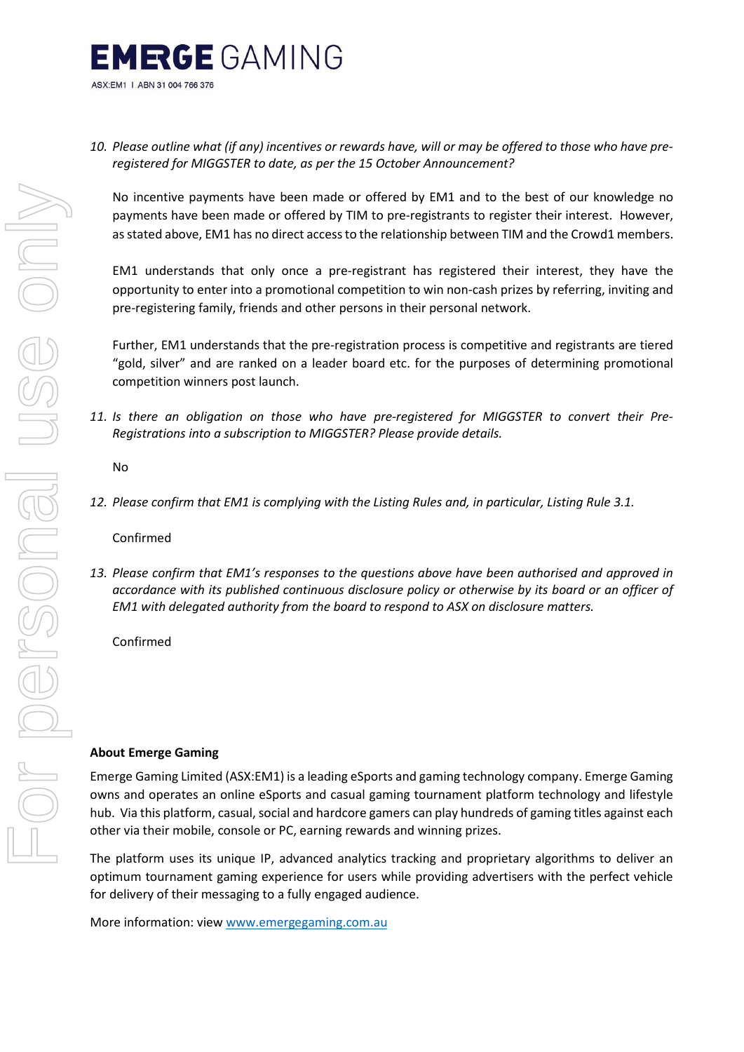10. *Please outline what (if any) incentives or rewards have, will or may be offered to those who have pre-registered for MIGGSTER to date, as per the 15 October Announcement?*

    No incentive payments have been made or offered by EM1 and to the best of our knowledge no payments have been made or offered by TIM to pre-registrants to register their interest. However, as stated above, EM1 has no direct access to the relationship between TIM and the Crowd1 members.

    EM1 understands that only once a pre-registrant has registered their interest, they have the opportunity to enter into a promotional competition to win non-cash prizes by referring, inviting and pre-registering family, friends and other persons in their personal network.

    Further, EM1 understands that the pre-registration process is competitive and registrants are tiered "gold, silver" and are ranked on a leader board etc. for the purposes of determining promotional competition winners post launch.

11. *Is there an obligation on those who have pre-registered for MIGGSTER to convert their Pre-Registrations into a subscription to MIGGSTER? Please provide details.*

    No

12. *Please confirm that EM1 is complying with the Listing Rules and, in particular, Listing Rule 3.1.*

    Confirmed

13. *Please confirm that EM1's responses to the questions above have been authorised and approved in accordance with its published continuous disclosure policy or otherwise by its board or an officer of EM1 with delegated authority from the board to respond to ASX on disclosure matters.*

    Confirmed

**About Emerge Gaming**

Emerge Gaming Limited (ASX:EM1) is a leading eSports and gaming technology company. Emerge Gaming owns and operates an online eSports and casual gaming tournament platform technology and lifestyle hub. Via this platform, casual, social and hardcore gamers can play hundreds of gaming titles against each other via their mobile, console or PC, earning rewards and winning prizes.

The platform uses its unique IP, advanced analytics tracking and proprietary algorithms to deliver an optimum tournament gaming experience for users while providing advertisers with the perfect vehicle for delivery of their messaging to a fully engaged audience.

More information: view www.emergegaming.com.au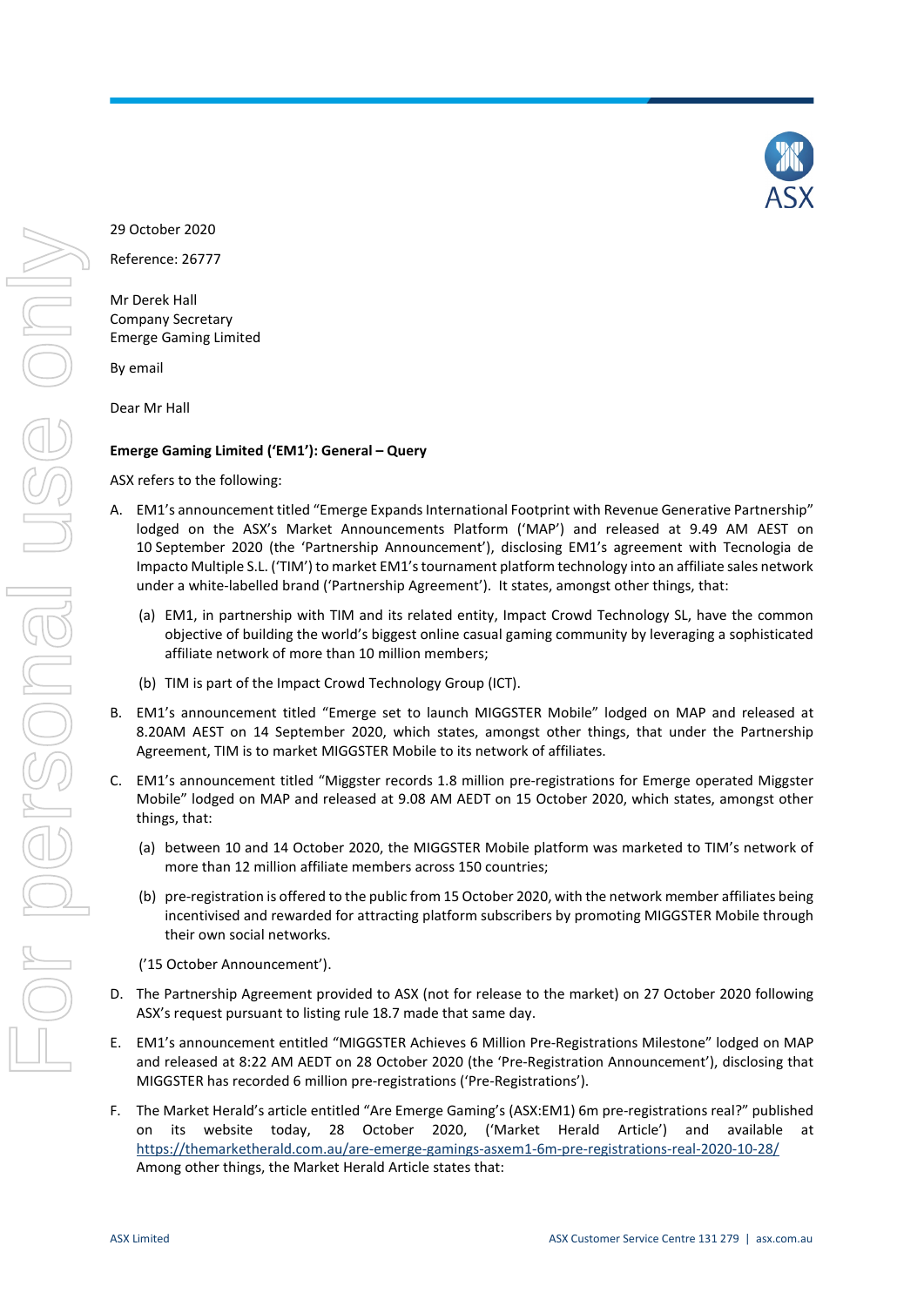29 October 2020

Reference: 26777

Mr Derek Hall
Company Secretary
Emerge Gaming Limited

By email

Dear Mr Hall

**Emerge Gaming Limited ('EM1'): General – Query**

ASX refers to the following:

A. EM1's announcement titled "Emerge Expands International Footprint with Revenue Generative Partnership" lodged on the ASX's Market Announcements Platform ('MAP') and released at 9.49 AM AEST on 10 September 2020 (the 'Partnership Announcement'), disclosing EM1's agreement with Tecnologia de Impacto Multiple S.L. ('TIM') to market EM1's tournament platform technology into an affiliate sales network under a white-labelled brand ('Partnership Agreement'). It states, amongst other things, that:

   (a) EM1, in partnership with TIM and its related entity, Impact Crowd Technology SL, have the common objective of building the world's biggest online casual gaming community by leveraging a sophisticated affiliate network of more than 10 million members;

   (b) TIM is part of the Impact Crowd Technology Group (ICT).

B. EM1's announcement titled "Emerge set to launch MIGGSTER Mobile" lodged on MAP and released at 8.20AM AEST on 14 September 2020, which states, amongst other things, that under the Partnership Agreement, TIM is to market MIGGSTER Mobile to its network of affiliates.

C. EM1's announcement titled "Miggster records 1.8 million pre-registrations for Emerge operated Miggster Mobile" lodged on MAP and released at 9.08 AM AEDT on 15 October 2020, which states, amongst other things, that:

   (a) between 10 and 14 October 2020, the MIGGSTER Mobile platform was marketed to TIM's network of more than 12 million affiliate members across 150 countries;

   (b) pre-registration is offered to the public from 15 October 2020, with the network member affiliates being incentivised and rewarded for attracting platform subscribers by promoting MIGGSTER Mobile through their own social networks.

   ('15 October Announcement').

D. The Partnership Agreement provided to ASX (not for release to the market) on 27 October 2020 following ASX's request pursuant to listing rule 18.7 made that same day.

E. EM1's announcement entitled "MIGGSTER Achieves 6 Million Pre-Registrations Milestone" lodged on MAP and released at 8:22 AM AEDT on 28 October 2020 (the 'Pre-Registration Announcement'), disclosing that MIGGSTER has recorded 6 million pre-registrations ('Pre-Registrations').

F. The Market Herald's article entitled "Are Emerge Gaming's (ASX:EM1) 6m pre-registrations real?" published on its website today, 28 October 2020, ('Market Herald Article') and available at https://themarketherald.com.au/are-emerge-gamings-asxem1-6m-pre-registrations-real-2020-10-28/ Among other things, the Market Herald Article states that: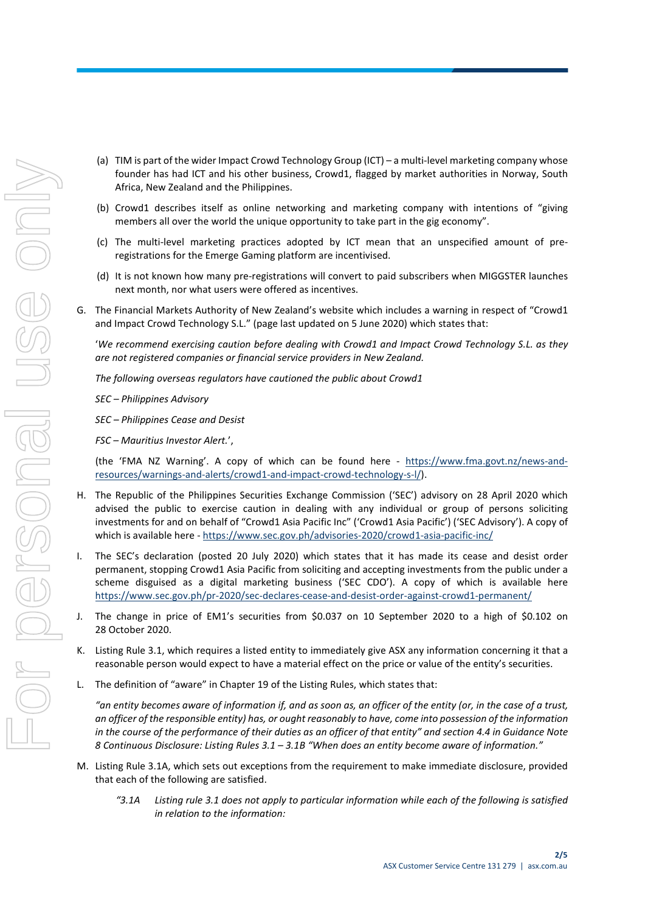(a) TIM is part of the wider Impact Crowd Technology Group (ICT) – a multi-level marketing company whose founder has had ICT and his other business, Crowd1, flagged by market authorities in Norway, South Africa, New Zealand and the Philippines.

(b) Crowd1 describes itself as online networking and marketing company with intentions of "giving members all over the world the unique opportunity to take part in the gig economy".

(c) The multi-level marketing practices adopted by ICT mean that an unspecified amount of pre-registrations for the Emerge Gaming platform are incentivised.

(d) It is not known how many pre-registrations will convert to paid subscribers when MIGGSTER launches next month, nor what users were offered as incentives.

G. The Financial Markets Authority of New Zealand's website which includes a warning in respect of "Crowd1 and Impact Crowd Technology S.L." (page last updated on 5 June 2020) which states that:

'*We recommend exercising caution before dealing with Crowd1 and Impact Crowd Technology S.L. as they are not registered companies or financial service providers in New Zealand.*

*The following overseas regulators have cautioned the public about Crowd1*

*SEC – Philippines Advisory*

*SEC – Philippines Cease and Desist*

*FSC – Mauritius Investor Alert.*',

(the 'FMA NZ Warning'. A copy of which can be found here - https://www.fma.govt.nz/news-and-resources/warnings-and-alerts/crowd1-and-impact-crowd-technology-s-l/).

H. The Republic of the Philippines Securities Exchange Commission ('SEC') advisory on 28 April 2020 which advised the public to exercise caution in dealing with any individual or group of persons soliciting investments for and on behalf of "Crowd1 Asia Pacific Inc" ('Crowd1 Asia Pacific') ('SEC Advisory'). A copy of which is available here - https://www.sec.gov.ph/advisories-2020/crowd1-asia-pacific-inc/

I. The SEC's declaration (posted 20 July 2020) which states that it has made its cease and desist order permanent, stopping Crowd1 Asia Pacific from soliciting and accepting investments from the public under a scheme disguised as a digital marketing business ('SEC CDO'). A copy of which is available here https://www.sec.gov.ph/pr-2020/sec-declares-cease-and-desist-order-against-crowd1-permanent/

J. The change in price of EM1's securities from $0.037 on 10 September 2020 to a high of $0.102 on 28 October 2020.

K. Listing Rule 3.1, which requires a listed entity to immediately give ASX any information concerning it that a reasonable person would expect to have a material effect on the price or value of the entity's securities.

L. The definition of "aware" in Chapter 19 of the Listing Rules, which states that:

*"an entity becomes aware of information if, and as soon as, an officer of the entity (or, in the case of a trust, an officer of the responsible entity) has, or ought reasonably to have, come into possession of the information in the course of the performance of their duties as an officer of that entity" and section 4.4 in Guidance Note 8 Continuous Disclosure: Listing Rules 3.1 – 3.1B "When does an entity become aware of information."*

M. Listing Rule 3.1A, which sets out exceptions from the requirement to make immediate disclosure, provided that each of the following are satisfied.

*"3.1A Listing rule 3.1 does not apply to particular information while each of the following is satisfied in relation to the information:*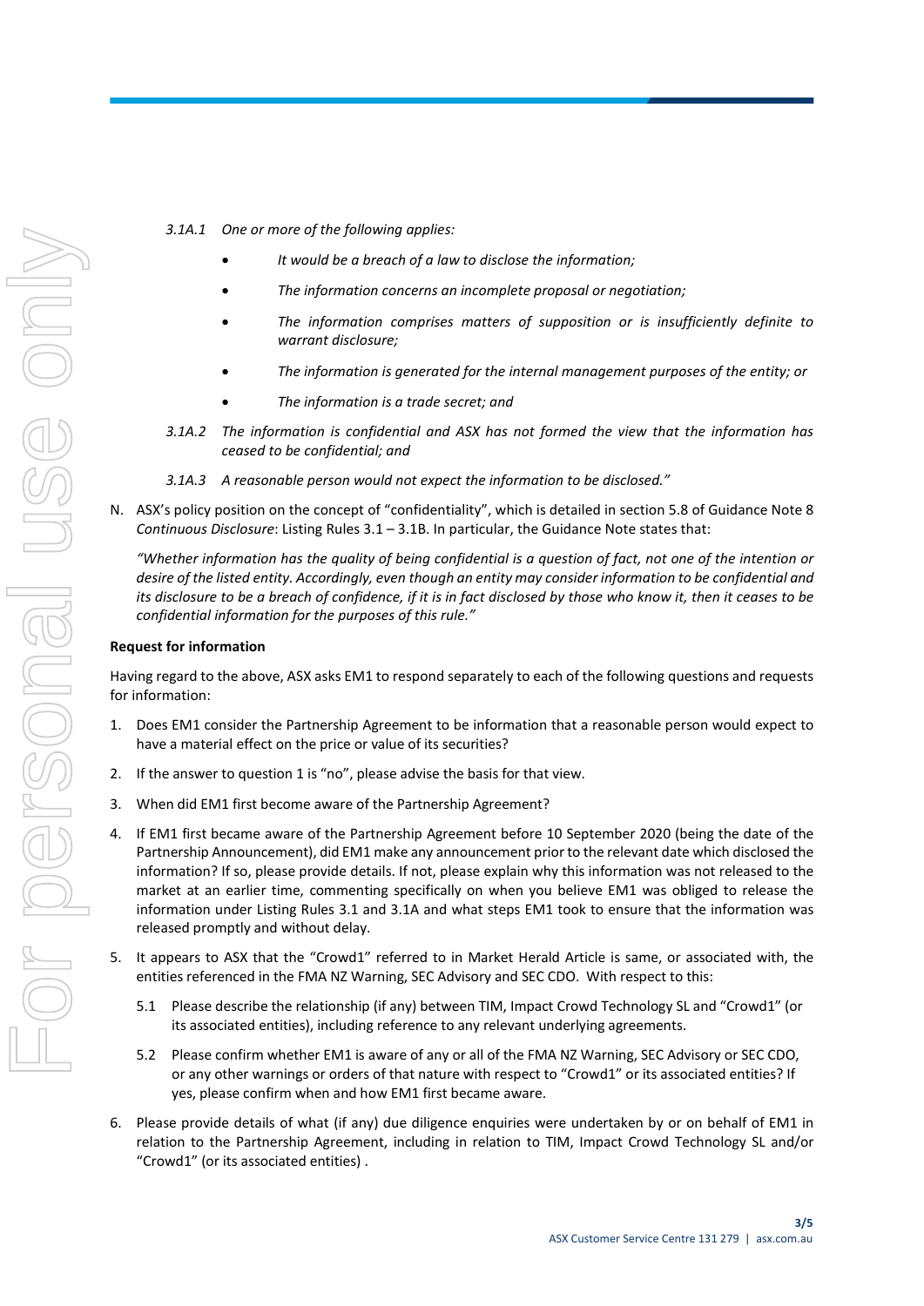*3.1A.1 One or more of the following applies:*

- *It would be a breach of a law to disclose the information;*
- *The information concerns an incomplete proposal or negotiation;*
- *The information comprises matters of supposition or is insufficiently definite to warrant disclosure;*
- *The information is generated for the internal management purposes of the entity; or*
- *The information is a trade secret; and*

*3.1A.2 The information is confidential and ASX has not formed the view that the information has ceased to be confidential; and*

*3.1A.3 A reasonable person would not expect the information to be disclosed."*

N. ASX's policy position on the concept of "confidentiality", which is detailed in section 5.8 of Guidance Note 8 *Continuous Disclosure*: Listing Rules 3.1 – 3.1B. In particular, the Guidance Note states that:

*"Whether information has the quality of being confidential is a question of fact, not one of the intention or desire of the listed entity. Accordingly, even though an entity may consider information to be confidential and its disclosure to be a breach of confidence, if it is in fact disclosed by those who know it, then it ceases to be confidential information for the purposes of this rule."*

**Request for information**

Having regard to the above, ASX asks EM1 to respond separately to each of the following questions and requests for information:

1. Does EM1 consider the Partnership Agreement to be information that a reasonable person would expect to have a material effect on the price or value of its securities?
2. If the answer to question 1 is "no", please advise the basis for that view.
3. When did EM1 first become aware of the Partnership Agreement?
4. If EM1 first became aware of the Partnership Agreement before 10 September 2020 (being the date of the Partnership Announcement), did EM1 make any announcement prior to the relevant date which disclosed the information? If so, please provide details. If not, please explain why this information was not released to the market at an earlier time, commenting specifically on when you believe EM1 was obliged to release the information under Listing Rules 3.1 and 3.1A and what steps EM1 took to ensure that the information was released promptly and without delay.
5. It appears to ASX that the "Crowd1" referred to in Market Herald Article is same, or associated with, the entities referenced in the FMA NZ Warning, SEC Advisory and SEC CDO. With respect to this:
   5.1 Please describe the relationship (if any) between TIM, Impact Crowd Technology SL and "Crowd1" (or its associated entities), including reference to any relevant underlying agreements.
   5.2 Please confirm whether EM1 is aware of any or all of the FMA NZ Warning, SEC Advisory or SEC CDO, or any other warnings or orders of that nature with respect to "Crowd1" or its associated entities? If yes, please confirm when and how EM1 first became aware.
6. Please provide details of what (if any) due diligence enquiries were undertaken by or on behalf of EM1 in relation to the Partnership Agreement, including in relation to TIM, Impact Crowd Technology SL and/or "Crowd1" (or its associated entities) .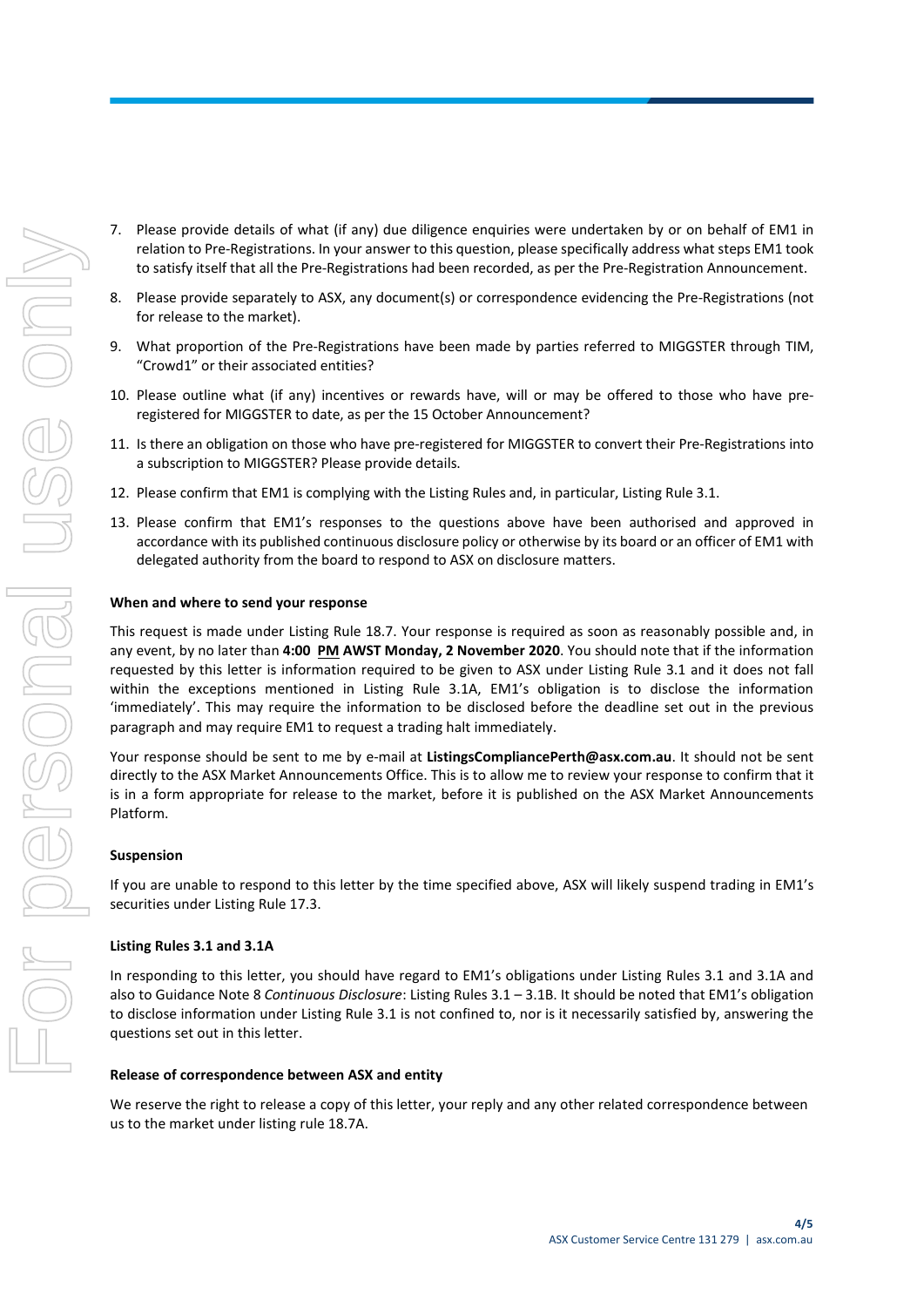7. Please provide details of what (if any) due diligence enquiries were undertaken by or on behalf of EM1 in relation to Pre-Registrations. In your answer to this question, please specifically address what steps EM1 took to satisfy itself that all the Pre-Registrations had been recorded, as per the Pre-Registration Announcement.
8. Please provide separately to ASX, any document(s) or correspondence evidencing the Pre-Registrations (not for release to the market).
9. What proportion of the Pre-Registrations have been made by parties referred to MIGGSTER through TIM, "Crowd1" or their associated entities?
10. Please outline what (if any) incentives or rewards have, will or may be offered to those who have pre-registered for MIGGSTER to date, as per the 15 October Announcement?
11. Is there an obligation on those who have pre-registered for MIGGSTER to convert their Pre-Registrations into a subscription to MIGGSTER? Please provide details.
12. Please confirm that EM1 is complying with the Listing Rules and, in particular, Listing Rule 3.1.
13. Please confirm that EM1's responses to the questions above have been authorised and approved in accordance with its published continuous disclosure policy or otherwise by its board or an officer of EM1 with delegated authority from the board to respond to ASX on disclosure matters.

**When and where to send your response**

This request is made under Listing Rule 18.7. Your response is required as soon as reasonably possible and, in any event, by no later than **4:00 PM AWST Monday, 2 November 2020**. You should note that if the information requested by this letter is information required to be given to ASX under Listing Rule 3.1 and it does not fall within the exceptions mentioned in Listing Rule 3.1A, EM1's obligation is to disclose the information 'immediately'. This may require the information to be disclosed before the deadline set out in the previous paragraph and may require EM1 to request a trading halt immediately.

Your response should be sent to me by e-mail at **ListingsCompliancePerth@asx.com.au**. It should not be sent directly to the ASX Market Announcements Office. This is to allow me to review your response to confirm that it is in a form appropriate for release to the market, before it is published on the ASX Market Announcements Platform.

**Suspension**

If you are unable to respond to this letter by the time specified above, ASX will likely suspend trading in EM1's securities under Listing Rule 17.3.

**Listing Rules 3.1 and 3.1A**

In responding to this letter, you should have regard to EM1's obligations under Listing Rules 3.1 and 3.1A and also to Guidance Note 8 *Continuous Disclosure*: Listing Rules 3.1 – 3.1B. It should be noted that EM1's obligation to disclose information under Listing Rule 3.1 is not confined to, nor is it necessarily satisfied by, answering the questions set out in this letter.

**Release of correspondence between ASX and entity**

We reserve the right to release a copy of this letter, your reply and any other related correspondence between us to the market under listing rule 18.7A.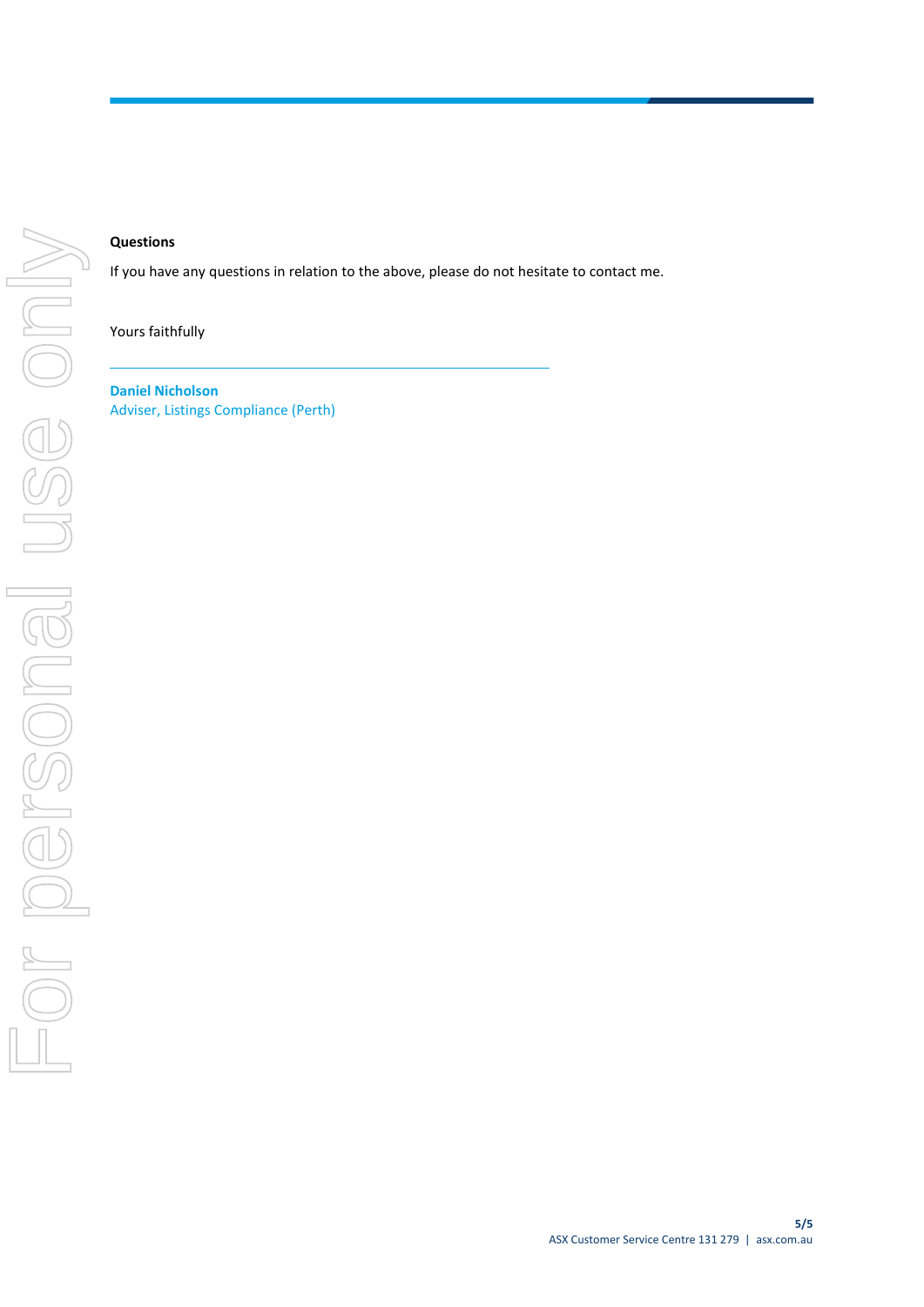**Questions**

If you have any questions in relation to the above, please do not hesitate to contact me.

Yours faithfully

**Daniel Nicholson**

Adviser, Listings Compliance (Perth)